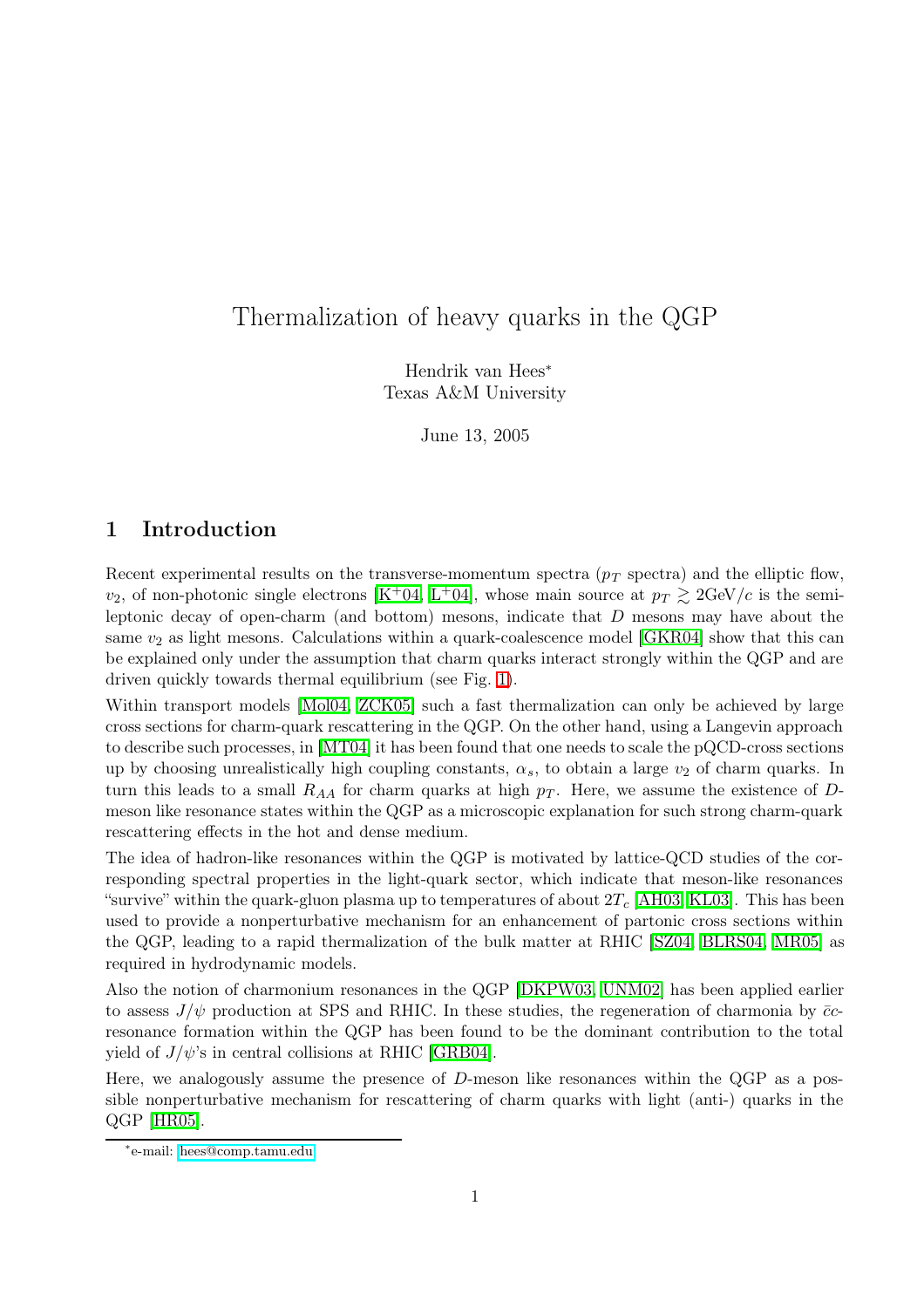# Thermalization of heavy quarks in the QGP

Hendrik van Hees[*]
Texas A&M University

June 13, 2005

## 1 Introduction

Recent experimental results on the transverse-momentum spectra ($p_T$ spectra) and the elliptic flow, $v_2$, of non-photonic single electrons [K+04, L+04], whose main source at $p_T \gtrsim 2\text{GeV}/c$ is the semi-leptonic decay of open-charm (and bottom) mesons, indicate that $D$ mesons may have about the same $v_2$ as light mesons. Calculations within a quark-coalescence model [GKR04] show that this can be explained only under the assumption that charm quarks interact strongly within the QGP and are driven quickly towards thermal equilibrium (see Fig. 1).

Within transport models [Mol04, ZCK05] such a fast thermalization can only be achieved by large cross sections for charm-quark rescattering in the QGP. On the other hand, using a Langevin approach to describe such processes, in [MT04] it has been found that one needs to scale the pQCD-cross sections up by choosing unrealistically high coupling constants, $\alpha_s$, to obtain a large $v_2$ of charm quarks. In turn this leads to a small $R_{AA}$ for charm quarks at high $p_T$. Here, we assume the existence of $D$-meson like resonance states within the QGP as a microscopic explanation for such strong charm-quark rescattering effects in the hot and dense medium.

The idea of hadron-like resonances within the QGP is motivated by lattice-QCD studies of the corresponding spectral properties in the light-quark sector, which indicate that meson-like resonances "survive" within the quark-gluon plasma up to temperatures of about $2T_c$ [AH03, KL03]. This has been used to provide a nonperturbative mechanism for an enhancement of partonic cross sections within the QGP, leading to a rapid thermalization of the bulk matter at RHIC [SZ04, BLRS04, MR05] as required in hydrodynamic models.

Also the notion of charmonium resonances in the QGP [DKPW03, UNM02] has been applied earlier to assess $J/\psi$ production at SPS and RHIC. In these studies, the regeneration of charmonia by $\bar{c}c$-resonance formation within the QGP has been found to be the dominant contribution to the total yield of $J/\psi$'s in central collisions at RHIC [GRB04].

Here, we analogously assume the presence of $D$-meson like resonances within the QGP as a possible nonperturbative mechanism for rescattering of charm quarks with light (anti-) quarks in the QGP [HR05].

[*]e-mail: hees@comp.tamu.edu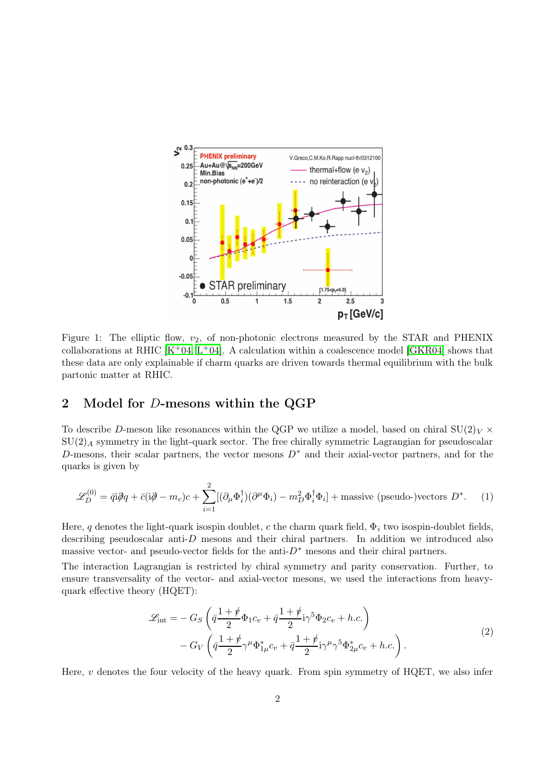Figure 1: The elliptic flow, $v_2$, of non-photonic electrons measured by the STAR and PHENIX collaborations at RHIC [K+04, L+04]. A calculation within a coalescence model [GKR04] shows that these data are only explainable if charm quarks are driven towards thermal equilibrium with the bulk partonic matter at RHIC.

## 2 Model for $D$-mesons within the QGP

To describe $D$-meson like resonances within the QGP we utilize a model, based on chiral $\mathrm{SU}(2)_V \times \mathrm{SU}(2)_A$ symmetry in the light-quark sector. The free chirally symmetric Lagrangian for pseudoscalar $D$-mesons, their scalar partners, the vector mesons $D^*$ and their axial-vector partners, and for the quarks is given by

$$\mathscr{L}_D^{(0)} = \bar{q}\mathrm{i}\partial\!\!\!/ q + \bar{c}(\mathrm{i}\partial\!\!\!/ - m_c)c + \sum_{i=1}^{2}[(\partial_\mu \Phi_i^\dagger)(\partial^\mu \Phi_i) - m_D^2 \Phi_i^\dagger \Phi_i] + \text{massive (pseudo-)vectors } D^*. \tag{1}$$

Here, $q$ denotes the light-quark isospin doublet, $c$ the charm quark field, $\Phi_i$ two isospin-doublet fields, describing pseudoscalar anti-$D$ mesons and their chiral partners. In addition we introduced also massive vector- and pseudo-vector fields for the anti-$D^*$ mesons and their chiral partners.

The interaction Lagrangian is restricted by chiral symmetry and parity conservation. Further, to ensure transversality of the vector- and axial-vector mesons, we used the interactions from heavy-quark effective theory (HQET):

$$\begin{aligned}
\mathscr{L}_{\text{int}} = &- G_S \left( \bar{q}\frac{1+\not{v}}{2}\Phi_1 c_v + \bar{q}\frac{1+\not{v}}{2}\mathrm{i}\gamma^5 \Phi_2 c_v + h.c. \right) \\
&- G_V \left( \bar{q}\frac{1+\not{v}}{2}\gamma^\mu \Phi_{1\mu}^* c_v + \bar{q}\frac{1+\not{v}}{2}\mathrm{i}\gamma^\mu\gamma^5 \Phi_{2\mu}^* c_v + h.c. \right).
\end{aligned} \tag{2}$$

Here, $v$ denotes the four velocity of the heavy quark. From spin symmetry of HQET, we also infer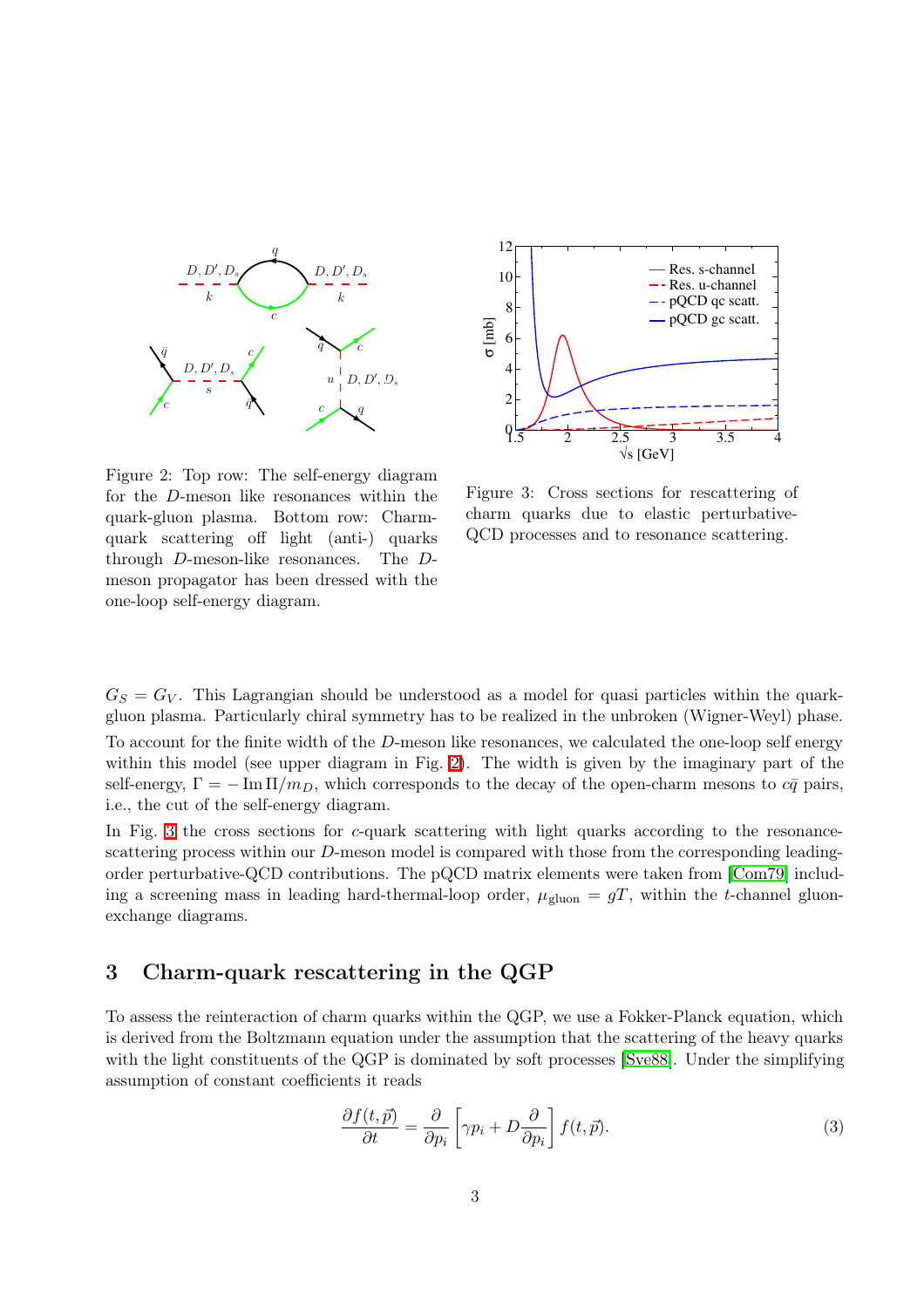Figure 2: Top row: The self-energy diagram for the $D$-meson like resonances within the quark-gluon plasma. Bottom row: Charm-quark scattering off light (anti-) quarks through $D$-meson-like resonances. The $D$-meson propagator has been dressed with the one-loop self-energy diagram.

Figure 3: Cross sections for rescattering of charm quarks due to elastic perturbative-QCD processes and to resonance scattering.

$G_S = G_V$. This Lagrangian should be understood as a model for quasi particles within the quark-gluon plasma. Particularly chiral symmetry has to be realized in the unbroken (Wigner-Weyl) phase.

To account for the finite width of the $D$-meson like resonances, we calculated the one-loop self energy within this model (see upper diagram in Fig. 2). The width is given by the imaginary part of the self-energy, $\Gamma = -\operatorname{Im}\Pi/m_D$, which corresponds to the decay of the open-charm mesons to $c\bar{q}$ pairs, i.e., the cut of the self-energy diagram.

In Fig. 3 the cross sections for $c$-quark scattering with light quarks according to the resonance-scattering process within our $D$-meson model is compared with those from the corresponding leading-order perturbative-QCD contributions. The pQCD matrix elements were taken from [Com79] including a screening mass in leading hard-thermal-loop order, $\mu_{\text{gluon}} = gT$, within the $t$-channel gluon-exchange diagrams.

## 3 Charm-quark rescattering in the QGP

To assess the reinteraction of charm quarks within the QGP, we use a Fokker-Planck equation, which is derived from the Boltzmann equation under the assumption that the scattering of the heavy quarks with the light constituents of the QGP is dominated by soft processes [Sve88]. Under the simplifying assumption of constant coefficients it reads

$$\frac{\partial f(t,\vec{p})}{\partial t} = \frac{\partial}{\partial p_i}\left[\gamma p_i + D\frac{\partial}{\partial p_i}\right] f(t,\vec{p}). \tag{3}$$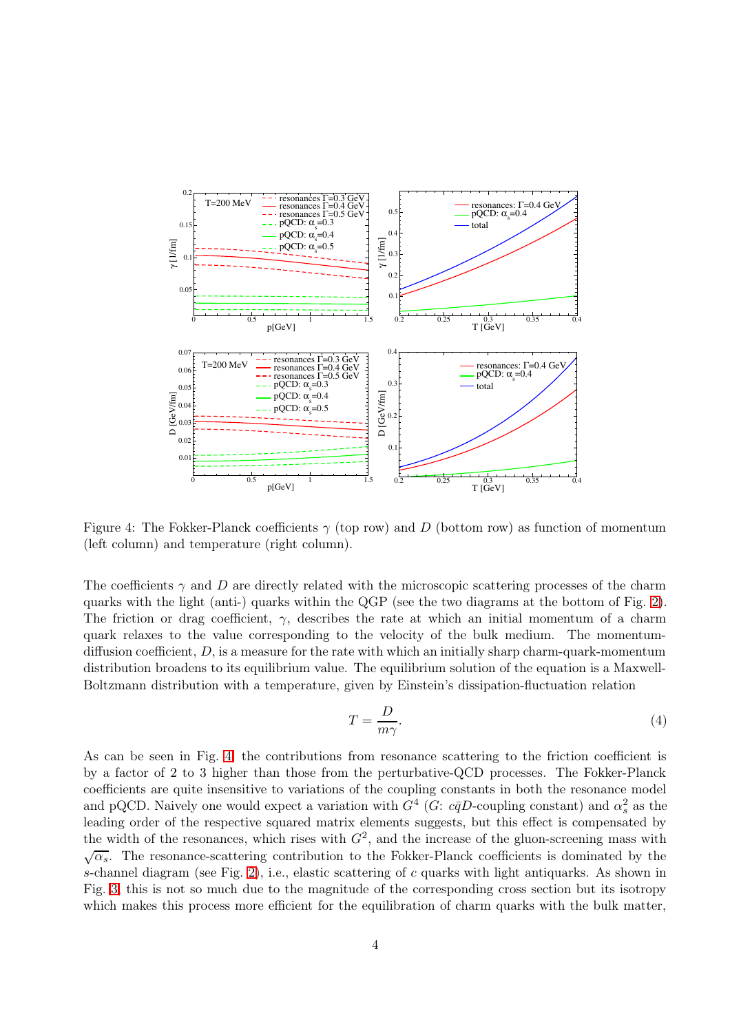Figure 4: The Fokker-Planck coefficients $\gamma$ (top row) and $D$ (bottom row) as function of momentum (left column) and temperature (right column).

The coefficients $\gamma$ and $D$ are directly related with the microscopic scattering processes of the charm quarks with the light (anti-) quarks within the QGP (see the two diagrams at the bottom of Fig. 2). The friction or drag coefficient, $\gamma$, describes the rate at which an initial momentum of a charm quark relaxes to the value corresponding to the velocity of the bulk medium. The momentum-diffusion coefficient, $D$, is a measure for the rate with which an initially sharp charm-quark-momentum distribution broadens to its equilibrium value. The equilibrium solution of the equation is a Maxwell-Boltzmann distribution with a temperature, given by Einstein's dissipation-fluctuation relation

$$T = \frac{D}{m\gamma}. \tag{4}$$

As can be seen in Fig. 4, the contributions from resonance scattering to the friction coefficient is by a factor of 2 to 3 higher than those from the perturbative-QCD processes. The Fokker-Planck coefficients are quite insensitive to variations of the coupling constants in both the resonance model and pQCD. Naively one would expect a variation with $G^4$ ($G$: $c\bar{q}D$-coupling constant) and $\alpha_s^2$ as the leading order of the respective squared matrix elements suggests, but this effect is compensated by the width of the resonances, which rises with $G^2$, and the increase of the gluon-screening mass with $\sqrt{\alpha_s}$. The resonance-scattering contribution to the Fokker-Planck coefficients is dominated by the $s$-channel diagram (see Fig. 2), i.e., elastic scattering of $c$ quarks with light antiquarks. As shown in Fig. 3, this is not so much due to the magnitude of the corresponding cross section but its isotropy which makes this process more efficient for the equilibration of charm quarks with the bulk matter,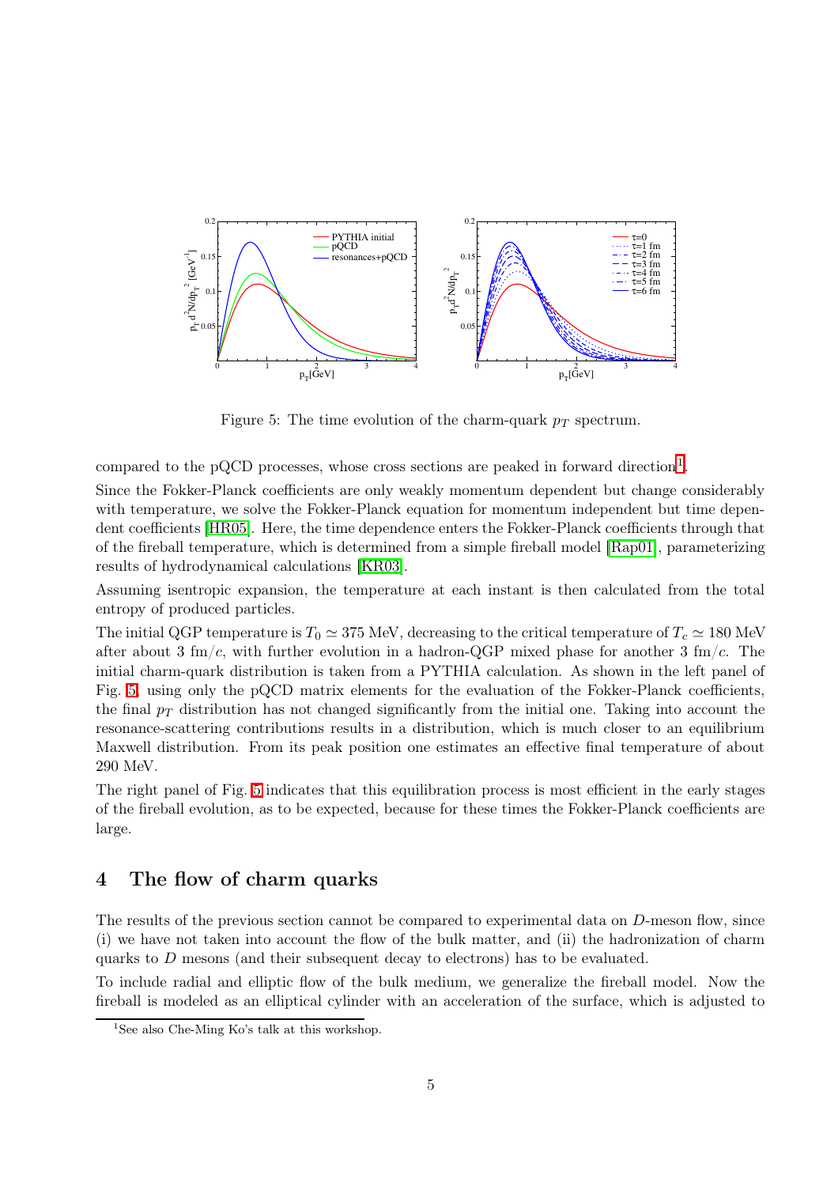Figure 5: The time evolution of the charm-quark $p_T$ spectrum.

compared to the pQCD processes, whose cross sections are peaked in forward direction[1].

Since the Fokker-Planck coefficients are only weakly momentum dependent but change considerably with temperature, we solve the Fokker-Planck equation for momentum independent but time dependent coefficients [HR05]. Here, the time dependence enters the Fokker-Planck coefficients through that of the fireball temperature, which is determined from a simple fireball model [Rap01], parameterizing results of hydrodynamical calculations [KR03].

Assuming isentropic expansion, the temperature at each instant is then calculated from the total entropy of produced particles.

The initial QGP temperature is $T_0 \simeq 375$ MeV, decreasing to the critical temperature of $T_c \simeq 180$ MeV after about 3 fm/$c$, with further evolution in a hadron-QGP mixed phase for another 3 fm/$c$. The initial charm-quark distribution is taken from a PYTHIA calculation. As shown in the left panel of Fig. 5, using only the pQCD matrix elements for the evaluation of the Fokker-Planck coefficients, the final $p_T$ distribution has not changed significantly from the initial one. Taking into account the resonance-scattering contributions results in a distribution, which is much closer to an equilibrium Maxwell distribution. From its peak position one estimates an effective final temperature of about 290 MeV.

The right panel of Fig. 5 indicates that this equilibration process is most efficient in the early stages of the fireball evolution, as to be expected, because for these times the Fokker-Planck coefficients are large.

## 4 The flow of charm quarks

The results of the previous section cannot be compared to experimental data on $D$-meson flow, since (i) we have not taken into account the flow of the bulk matter, and (ii) the hadronization of charm quarks to $D$ mesons (and their subsequent decay to electrons) has to be evaluated.

To include radial and elliptic flow of the bulk medium, we generalize the fireball model. Now the fireball is modeled as an elliptical cylinder with an acceleration of the surface, which is adjusted to

[1] See also Che-Ming Ko's talk at this workshop.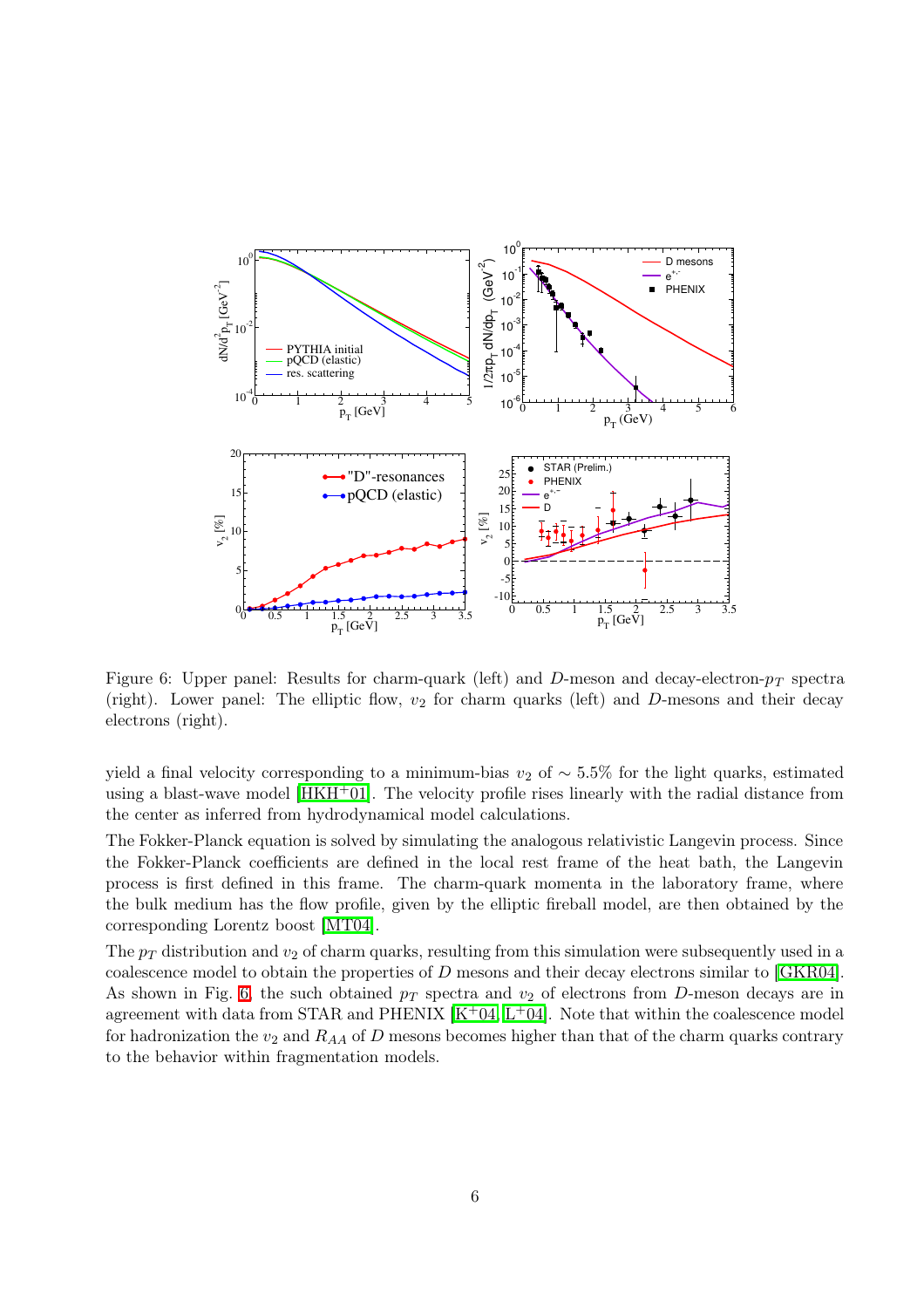Figure 6: Upper panel: Results for charm-quark (left) and $D$-meson and decay-electron-$p_T$ spectra (right). Lower panel: The elliptic flow, $v_2$ for charm quarks (left) and $D$-mesons and their decay electrons (right).

yield a final velocity corresponding to a minimum-bias $v_2$ of $\sim 5.5\%$ for the light quarks, estimated using a blast-wave model [HKH+01]. The velocity profile rises linearly with the radial distance from the center as inferred from hydrodynamical model calculations.

The Fokker-Planck equation is solved by simulating the analogous relativistic Langevin process. Since the Fokker-Planck coefficients are defined in the local rest frame of the heat bath, the Langevin process is first defined in this frame. The charm-quark momenta in the laboratory frame, where the bulk medium has the flow profile, given by the elliptic fireball model, are then obtained by the corresponding Lorentz boost [MT04].

The $p_T$ distribution and $v_2$ of charm quarks, resulting from this simulation were subsequently used in a coalescence model to obtain the properties of $D$ mesons and their decay electrons similar to [GKR04]. As shown in Fig. 6, the such obtained $p_T$ spectra and $v_2$ of electrons from $D$-meson decays are in agreement with data from STAR and PHENIX [K+04, L+04]. Note that within the coalescence model for hadronization the $v_2$ and $R_{AA}$ of $D$ mesons becomes higher than that of the charm quarks contrary to the behavior within fragmentation models.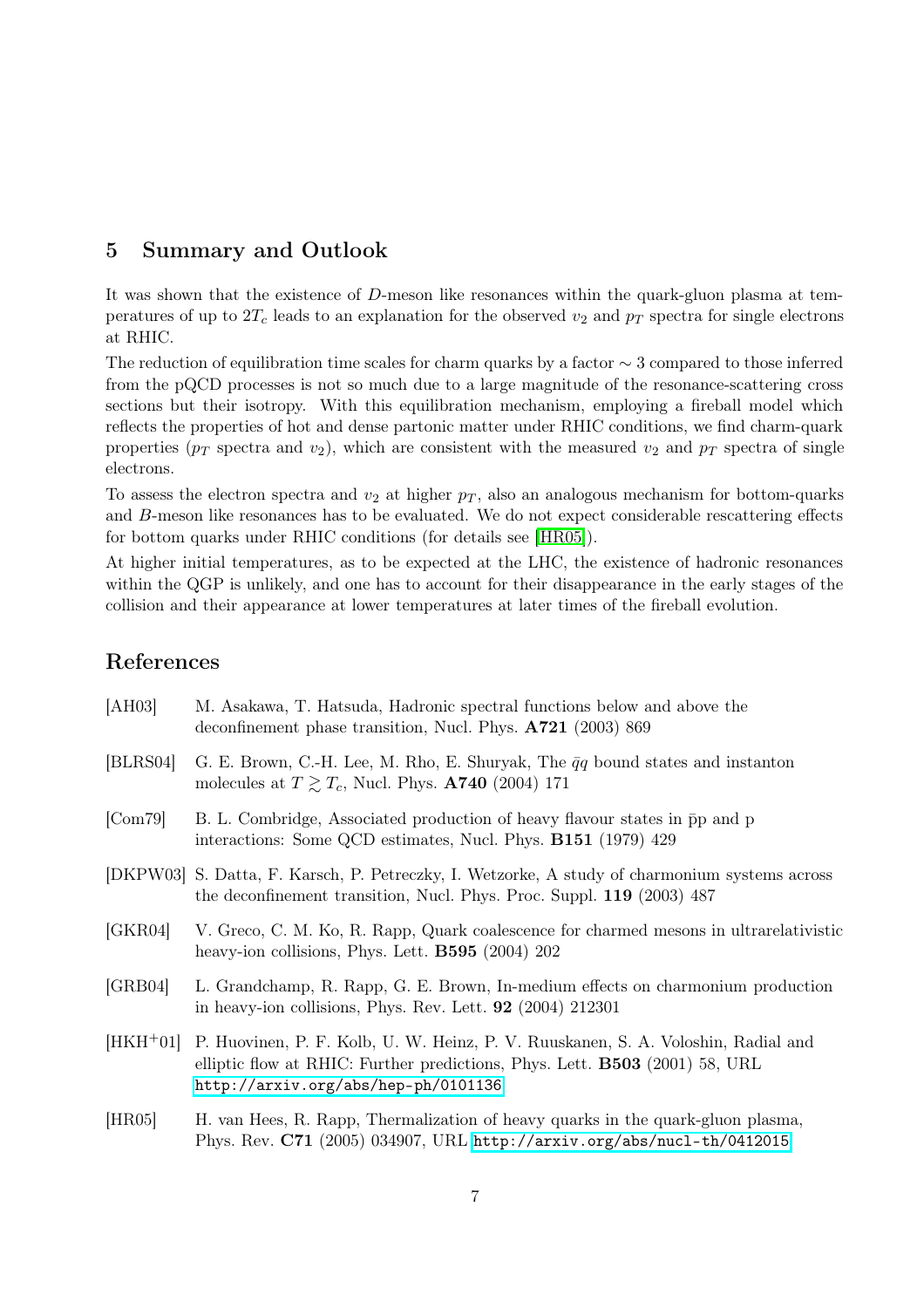## 5 Summary and Outlook

It was shown that the existence of $D$-meson like resonances within the quark-gluon plasma at temperatures of up to $2T_c$ leads to an explanation for the observed $v_2$ and $p_T$ spectra for single electrons at RHIC.

The reduction of equilibration time scales for charm quarks by a factor $\sim 3$ compared to those inferred from the pQCD processes is not so much due to a large magnitude of the resonance-scattering cross sections but their isotropy. With this equilibration mechanism, employing a fireball model which reflects the properties of hot and dense partonic matter under RHIC conditions, we find charm-quark properties ($p_T$ spectra and $v_2$), which are consistent with the measured $v_2$ and $p_T$ spectra of single electrons.

To assess the electron spectra and $v_2$ at higher $p_T$, also an analogous mechanism for bottom-quarks and $B$-meson like resonances has to be evaluated. We do not expect considerable rescattering effects for bottom quarks under RHIC conditions (for details see [HR05]).

At higher initial temperatures, as to be expected at the LHC, the existence of hadronic resonances within the QGP is unlikely, and one has to account for their disappearance in the early stages of the collision and their appearance at lower temperatures at later times of the fireball evolution.

## References

[AH03] M. Asakawa, T. Hatsuda, Hadronic spectral functions below and above the deconfinement phase transition, Nucl. Phys. **A721** (2003) 869

[BLRS04] G. E. Brown, C.-H. Lee, M. Rho, E. Shuryak, The $\bar{q}q$ bound states and instanton molecules at $T \gtrsim T_c$, Nucl. Phys. **A740** (2004) 171

[Com79] B. L. Combridge, Associated production of heavy flavour states in p̄p and p interactions: Some QCD estimates, Nucl. Phys. **B151** (1979) 429

[DKPW03] S. Datta, F. Karsch, P. Petreczky, I. Wetzorke, A study of charmonium systems across the deconfinement transition, Nucl. Phys. Proc. Suppl. **119** (2003) 487

[GKR04] V. Greco, C. M. Ko, R. Rapp, Quark coalescence for charmed mesons in ultrarelativistic heavy-ion collisions, Phys. Lett. **B595** (2004) 202

[GRB04] L. Grandchamp, R. Rapp, G. E. Brown, In-medium effects on charmonium production in heavy-ion collisions, Phys. Rev. Lett. **92** (2004) 212301

[HKH+01] P. Huovinen, P. F. Kolb, U. W. Heinz, P. V. Ruuskanen, S. A. Voloshin, Radial and elliptic flow at RHIC: Further predictions, Phys. Lett. **B503** (2001) 58, URL `http://arxiv.org/abs/hep-ph/0101136`

[HR05] H. van Hees, R. Rapp, Thermalization of heavy quarks in the quark-gluon plasma, Phys. Rev. **C71** (2005) 034907, URL `http://arxiv.org/abs/nucl-th/0412015`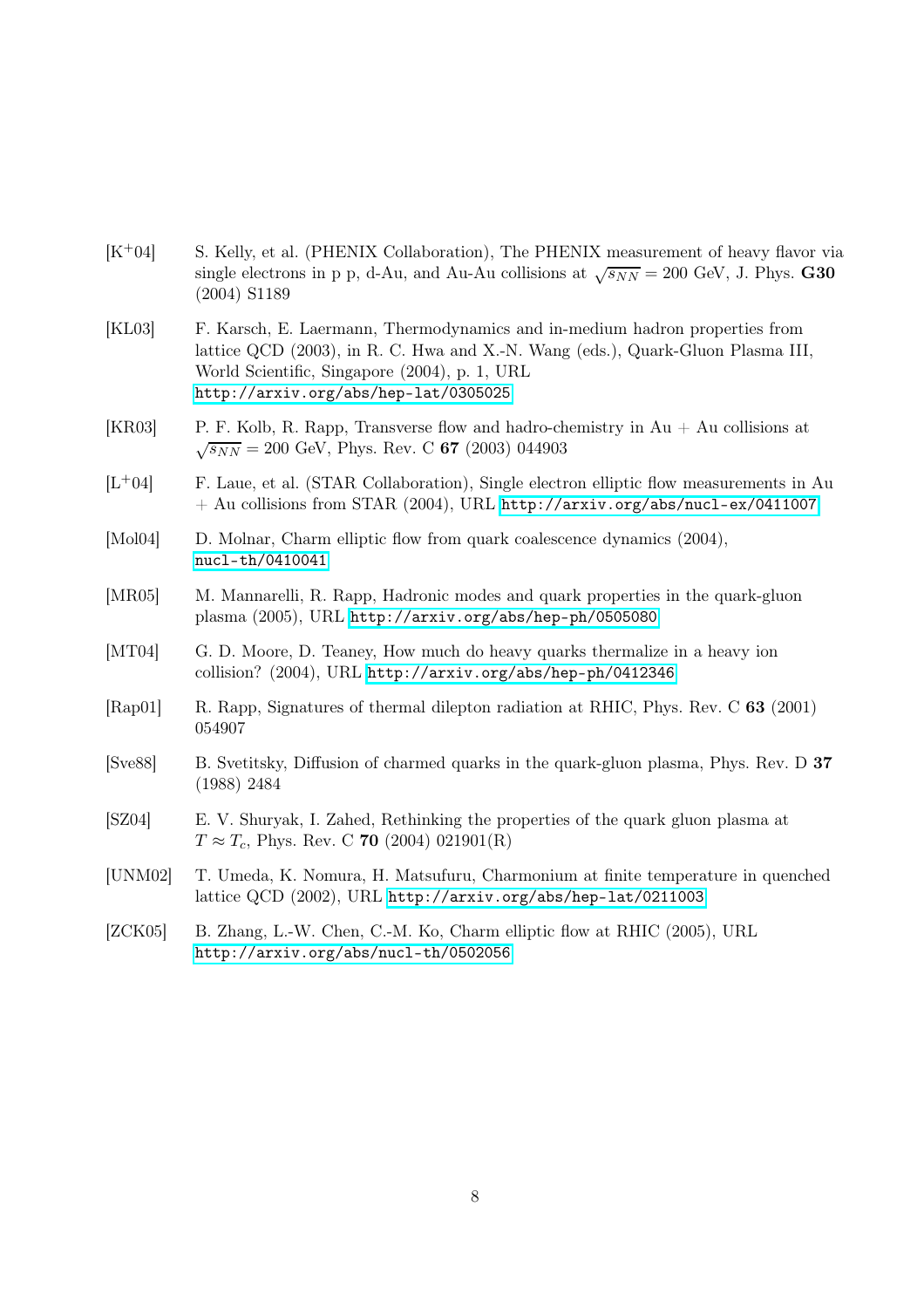[K$^+$04] S. Kelly, et al. (PHENIX Collaboration), The PHENIX measurement of heavy flavor via single electrons in p p, d-Au, and Au-Au collisions at $\sqrt{s_{NN}} = 200$ GeV, J. Phys. **G30** (2004) S1189

[KL03] F. Karsch, E. Laermann, Thermodynamics and in-medium hadron properties from lattice QCD (2003), in R. C. Hwa and X.-N. Wang (eds.), Quark-Gluon Plasma III, World Scientific, Singapore (2004), p. 1, URL http://arxiv.org/abs/hep-lat/0305025

[KR03] P. F. Kolb, R. Rapp, Transverse flow and hadro-chemistry in Au + Au collisions at $\sqrt{s_{NN}} = 200$ GeV, Phys. Rev. C **67** (2003) 044903

[L$^+$04] F. Laue, et al. (STAR Collaboration), Single electron elliptic flow measurements in Au + Au collisions from STAR (2004), URL http://arxiv.org/abs/nucl-ex/0411007

[Mol04] D. Molnar, Charm elliptic flow from quark coalescence dynamics (2004), nucl-th/0410041

[MR05] M. Mannarelli, R. Rapp, Hadronic modes and quark properties in the quark-gluon plasma (2005), URL http://arxiv.org/abs/hep-ph/0505080

[MT04] G. D. Moore, D. Teaney, How much do heavy quarks thermalize in a heavy ion collision? (2004), URL http://arxiv.org/abs/hep-ph/0412346

[Rap01] R. Rapp, Signatures of thermal dilepton radiation at RHIC, Phys. Rev. C **63** (2001) 054907

[Sve88] B. Svetitsky, Diffusion of charmed quarks in the quark-gluon plasma, Phys. Rev. D **37** (1988) 2484

[SZ04] E. V. Shuryak, I. Zahed, Rethinking the properties of the quark gluon plasma at $T \approx T_c$, Phys. Rev. C **70** (2004) 021901(R)

[UNM02] T. Umeda, K. Nomura, H. Matsufuru, Charmonium at finite temperature in quenched lattice QCD (2002), URL http://arxiv.org/abs/hep-lat/0211003

[ZCK05] B. Zhang, L.-W. Chen, C.-M. Ko, Charm elliptic flow at RHIC (2005), URL http://arxiv.org/abs/nucl-th/0502056